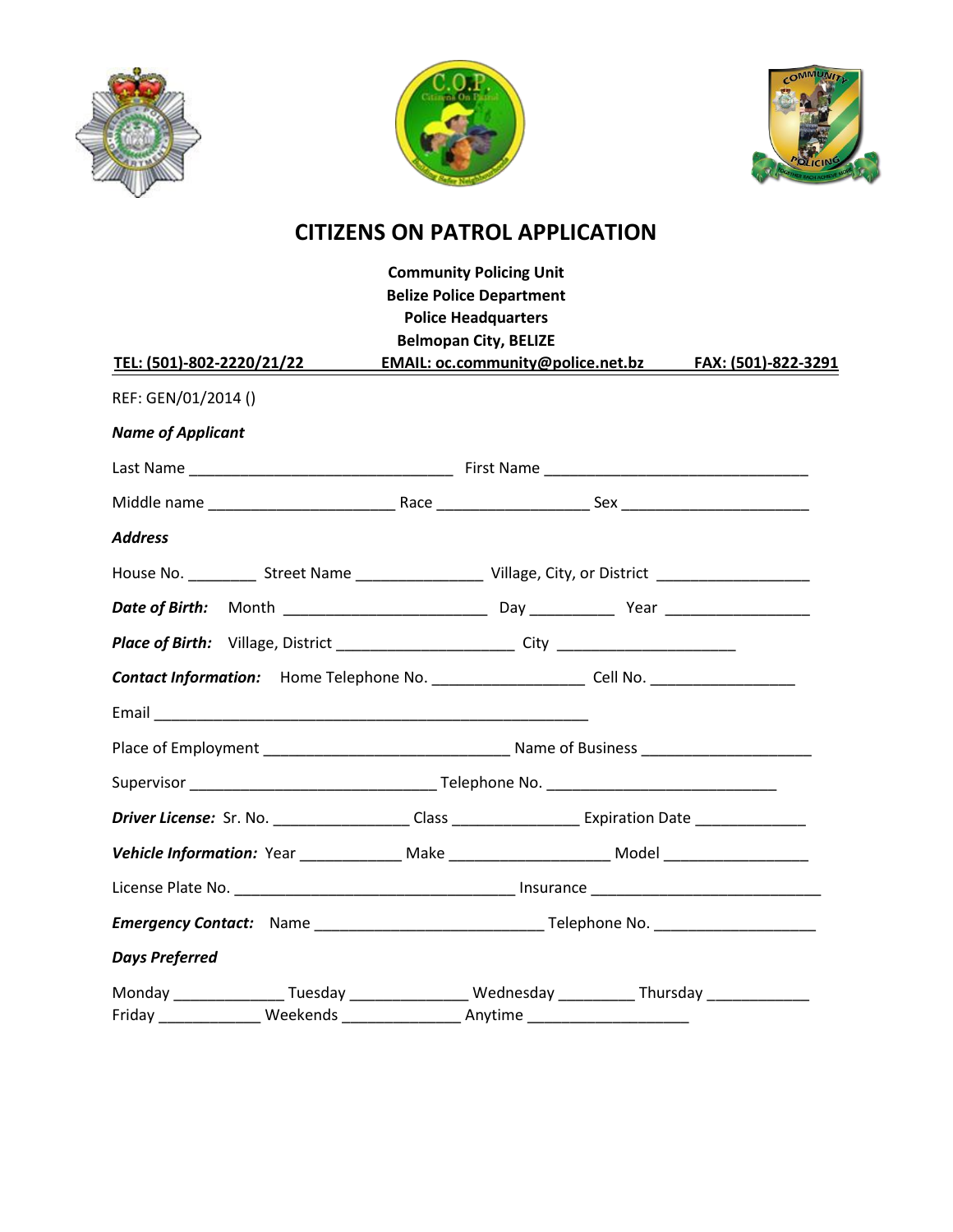# CITIZENS ON PATROL APPLICATION

**Community Policing Unit**
**Belize Police Department**
**Police Headquarters**
**Belmopan City, BELIZE**

**TEL: (501)-802-2220/21/22** **EMAIL: oc.community@police.net.bz** **FAX: (501)-822-3291**

REF: GEN/01/2014 ()

***Name of Applicant***

Last Name _______________________________ First Name _______________________________

Middle name _____________________ Race _________________ Sex _____________________

***Address***

House No. ________ Street Name ______________ Village, City, or District _________________

***Date of Birth:*** Month _______________________ Day _________ Year ________________

***Place of Birth:*** Village, District ____________________ City ____________________

***Contact Information:*** Home Telephone No. _________________ Cell No. ________________

Email ___________________________________________________

Place of Employment ____________________________ Name of Business ___________________

Supervisor ____________________________ Telephone No. __________________________

***Driver License:*** Sr. No. _______________ Class ______________ Expiration Date ____________

***Vehicle Information:*** Year ___________ Make __________________ Model ________________

License Plate No. ________________________________ Insurance __________________________

***Emergency Contact:*** Name __________________________ Telephone No. __________________

***Days Preferred***

Monday ____________ Tuesday _____________ Wednesday _________ Thursday ____________
Friday ____________ Weekends _____________ Anytime __________________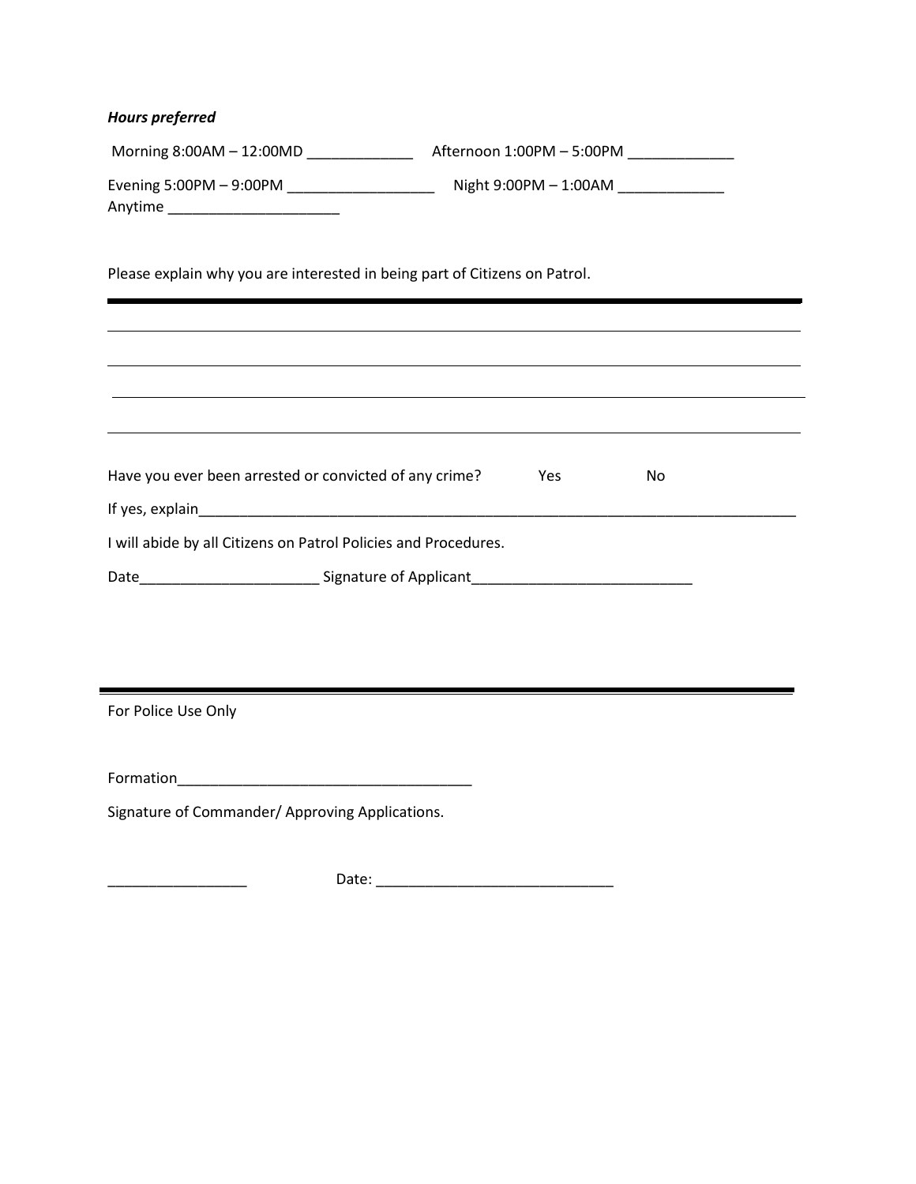***Hours preferred***

Morning 8:00AM – 12:00MD _____________ Afternoon 1:00PM – 5:00PM _____________

Evening 5:00PM – 9:00PM __________________ Night 9:00PM – 1:00AM _____________

Anytime _____________________

Please explain why you are interested in being part of Citizens on Patrol.

---

______________________________________________________________________________

______________________________________________________________________________

______________________________________________________________________________

______________________________________________________________________________

Have you ever been arrested or convicted of any crime? Yes No

If yes, explain_____________________________________________________________________________

I will abide by all Citizens on Patrol Policies and Procedures.

Date______________________ Signature of Applicant___________________________

---

For Police Use Only

Formation_____________________________________

Signature of Commander/ Approving Applications.

_________________ Date: ______________________________